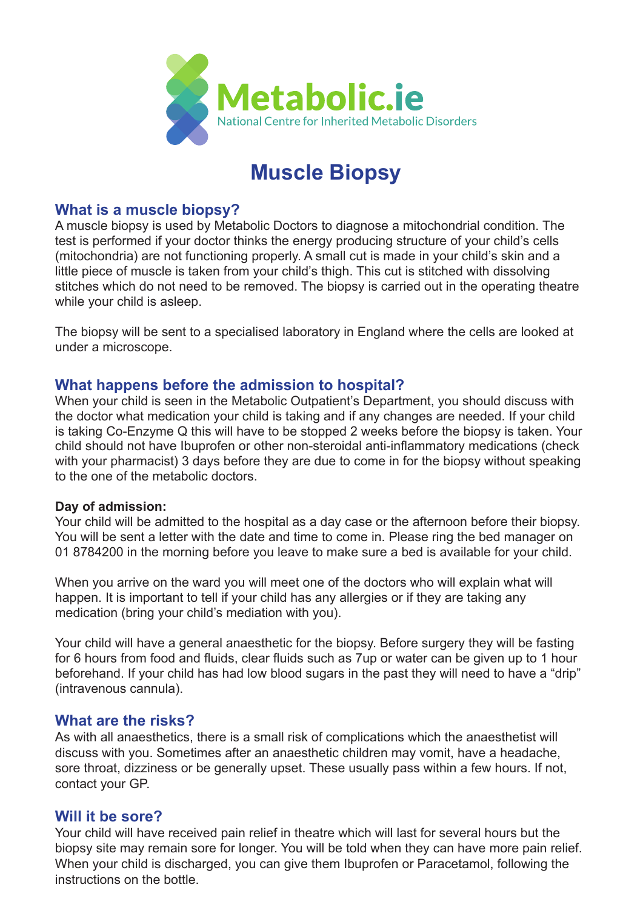Metabolic.ie

National Centre for Inherited Metabolic Disorders

# Muscle Biopsy

## What is a muscle biopsy?

A muscle biopsy is used by Metabolic Doctors to diagnose a mitochondrial condition. The test is performed if your doctor thinks the energy producing structure of your child's cells (mitochondria) are not functioning properly. A small cut is made in your child's skin and a little piece of muscle is taken from your child's thigh. This cut is stitched with dissolving stitches which do not need to be removed. The biopsy is carried out in the operating theatre while your child is asleep.

The biopsy will be sent to a specialised laboratory in England where the cells are looked at under a microscope.

## What happens before the admission to hospital?

When your child is seen in the Metabolic Outpatient's Department, you should discuss with the doctor what medication your child is taking and if any changes are needed. If your child is taking Co-Enzyme Q this will have to be stopped 2 weeks before the biopsy is taken. Your child should not have Ibuprofen or other non-steroidal anti-inflammatory medications (check with your pharmacist) 3 days before they are due to come in for the biopsy without speaking to the one of the metabolic doctors.

**Day of admission:**

Your child will be admitted to the hospital as a day case or the afternoon before their biopsy. You will be sent a letter with the date and time to come in. Please ring the bed manager on 01 8784200 in the morning before you leave to make sure a bed is available for your child.

When you arrive on the ward you will meet one of the doctors who will explain what will happen. It is important to tell if your child has any allergies or if they are taking any medication (bring your child's mediation with you).

Your child will have a general anaesthetic for the biopsy. Before surgery they will be fasting for 6 hours from food and fluids, clear fluids such as 7up or water can be given up to 1 hour beforehand. If your child has had low blood sugars in the past they will need to have a "drip" (intravenous cannula).

## What are the risks?

As with all anaesthetics, there is a small risk of complications which the anaesthetist will discuss with you. Sometimes after an anaesthetic children may vomit, have a headache, sore throat, dizziness or be generally upset. These usually pass within a few hours. If not, contact your GP.

## Will it be sore?

Your child will have received pain relief in theatre which will last for several hours but the biopsy site may remain sore for longer. You will be told when they can have more pain relief. When your child is discharged, you can give them Ibuprofen or Paracetamol, following the instructions on the bottle.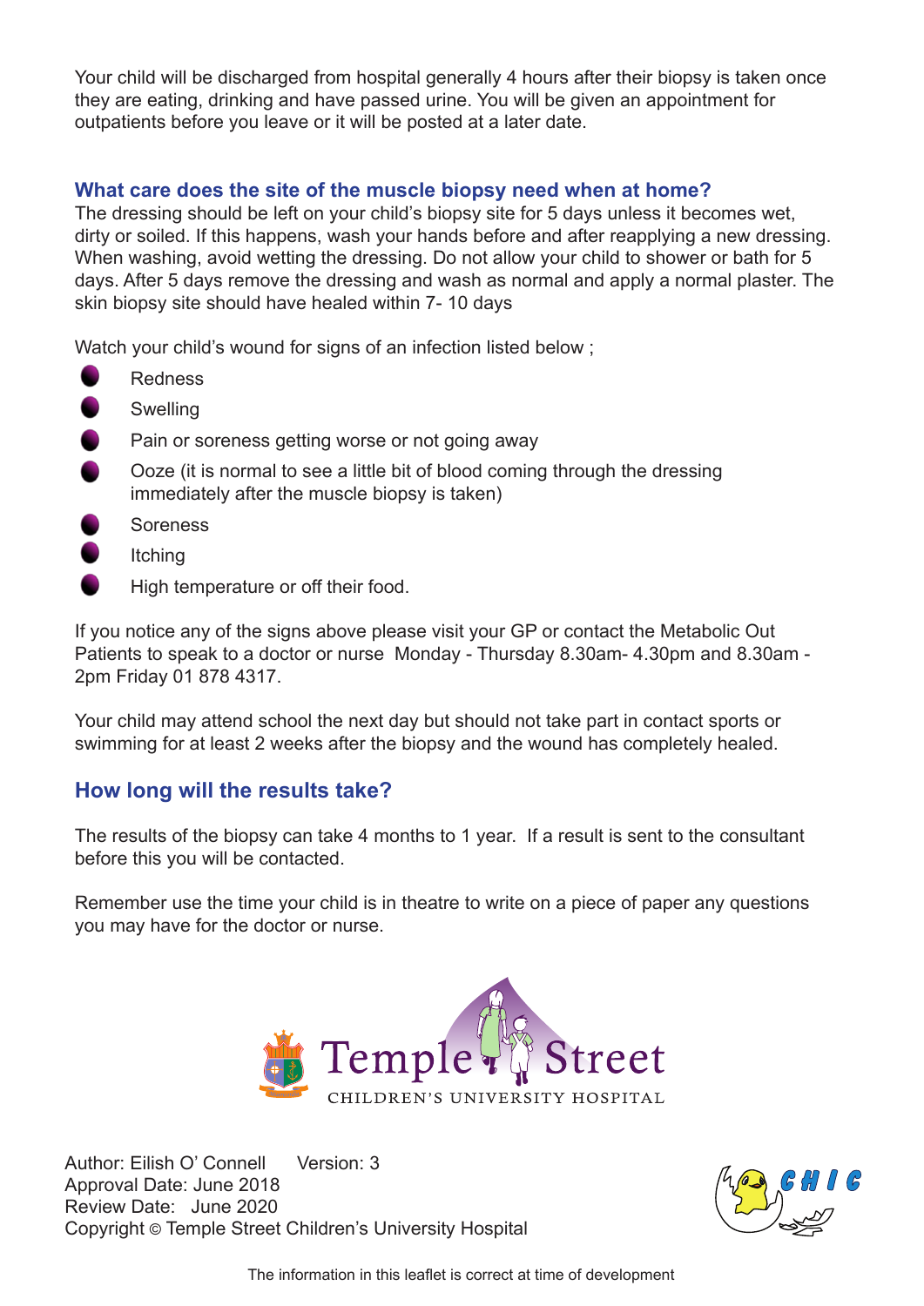Your child will be discharged from hospital generally 4 hours after their biopsy is taken once they are eating, drinking and have passed urine. You will be given an appointment for outpatients before you leave or it will be posted at a later date.

## What care does the site of the muscle biopsy need when at home?

The dressing should be left on your child's biopsy site for 5 days unless it becomes wet, dirty or soiled. If this happens, wash your hands before and after reapplying a new dressing. When washing, avoid wetting the dressing. Do not allow your child to shower or bath for 5 days. After 5 days remove the dressing and wash as normal and apply a normal plaster. The skin biopsy site should have healed within 7- 10 days

Watch your child's wound for signs of an infection listed below ;

- Redness
- Swelling
- Pain or soreness getting worse or not going away
- Ooze (it is normal to see a little bit of blood coming through the dressing immediately after the muscle biopsy is taken)
- Soreness
- Itching
- High temperature or off their food.

If you notice any of the signs above please visit your GP or contact the Metabolic Out Patients to speak to a doctor or nurse Monday - Thursday 8.30am- 4.30pm and 8.30am - 2pm Friday 01 878 4317.

Your child may attend school the next day but should not take part in contact sports or swimming for at least 2 weeks after the biopsy and the wound has completely healed.

## How long will the results take?

The results of the biopsy can take 4 months to 1 year. If a result is sent to the consultant before this you will be contacted.

Remember use the time your child is in theatre to write on a piece of paper any questions you may have for the doctor or nurse.

Temple Street
CHILDREN'S UNIVERSITY HOSPITAL

Author: Eilish O' Connell Version: 3
Approval Date: June 2018
Review Date: June 2020
Copyright © Temple Street Children's University Hospital

CHIC

The information in this leaflet is correct at time of development